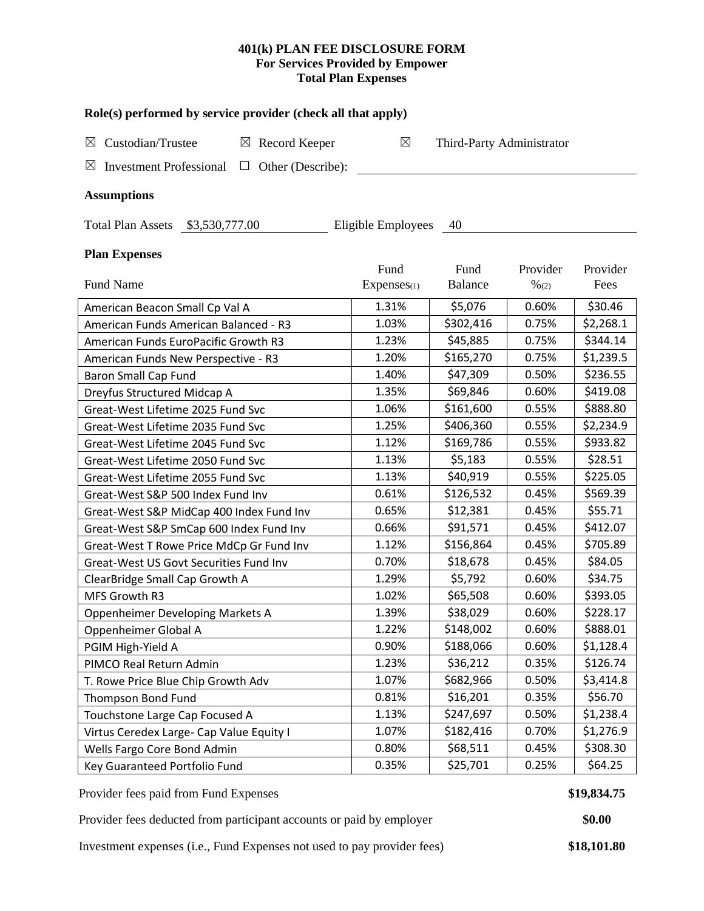**401(k) PLAN FEE DISCLOSURE FORM**
**For Services Provided by Empower**
**Total Plan Expenses**

### Role(s) performed by service provider (check all that apply)

☒ Custodian/Trustee ☒ Record Keeper ☒ Third-Party Administrator

☒ Investment Professional ☐ Other (Describe): ____________________

### Assumptions

Total Plan Assets $3,530,777.00 Eligible Employees 40

### Plan Expenses

| Fund Name | Fund Expenses(1) | Fund Balance | Provider %(2) | Provider Fees |
|---|---|---|---|---|
| American Beacon Small Cp Val A | 1.31% | $5,076 | 0.60% | $30.46 |
| American Funds American Balanced - R3 | 1.03% | $302,416 | 0.75% | $2,268.1 |
| American Funds EuroPacific Growth R3 | 1.23% | $45,885 | 0.75% | $344.14 |
| American Funds New Perspective - R3 | 1.20% | $165,270 | 0.75% | $1,239.5 |
| Baron Small Cap Fund | 1.40% | $47,309 | 0.50% | $236.55 |
| Dreyfus Structured Midcap A | 1.35% | $69,846 | 0.60% | $419.08 |
| Great-West Lifetime 2025 Fund Svc | 1.06% | $161,600 | 0.55% | $888.80 |
| Great-West Lifetime 2035 Fund Svc | 1.25% | $406,360 | 0.55% | $2,234.9 |
| Great-West Lifetime 2045 Fund Svc | 1.12% | $169,786 | 0.55% | $933.82 |
| Great-West Lifetime 2050 Fund Svc | 1.13% | $5,183 | 0.55% | $28.51 |
| Great-West Lifetime 2055 Fund Svc | 1.13% | $40,919 | 0.55% | $225.05 |
| Great-West S&P 500 Index Fund Inv | 0.61% | $126,532 | 0.45% | $569.39 |
| Great-West S&P MidCap 400 Index Fund Inv | 0.65% | $12,381 | 0.45% | $55.71 |
| Great-West S&P SmCap 600 Index Fund Inv | 0.66% | $91,571 | 0.45% | $412.07 |
| Great-West T Rowe Price MdCp Gr Fund Inv | 1.12% | $156,864 | 0.45% | $705.89 |
| Great-West US Govt Securities Fund Inv | 0.70% | $18,678 | 0.45% | $84.05 |
| ClearBridge Small Cap Growth A | 1.29% | $5,792 | 0.60% | $34.75 |
| MFS Growth R3 | 1.02% | $65,508 | 0.60% | $393.05 |
| Oppenheimer Developing Markets A | 1.39% | $38,029 | 0.60% | $228.17 |
| Oppenheimer Global A | 1.22% | $148,002 | 0.60% | $888.01 |
| PGIM High-Yield A | 0.90% | $188,066 | 0.60% | $1,128.4 |
| PIMCO Real Return Admin | 1.23% | $36,212 | 0.35% | $126.74 |
| T. Rowe Price Blue Chip Growth Adv | 1.07% | $682,966 | 0.50% | $3,414.8 |
| Thompson Bond Fund | 0.81% | $16,201 | 0.35% | $56.70 |
| Touchstone Large Cap Focused A | 1.13% | $247,697 | 0.50% | $1,238.4 |
| Virtus Ceredex Large- Cap Value Equity I | 1.07% | $182,416 | 0.70% | $1,276.9 |
| Wells Fargo Core Bond Admin | 0.80% | $68,511 | 0.45% | $308.30 |
| Key Guaranteed Portfolio Fund | 0.35% | $25,701 | 0.25% | $64.25 |

Provider fees paid from Fund Expenses **$19,834.75**

Provider fees deducted from participant accounts or paid by employer **$0.00**

Investment expenses (i.e., Fund Expenses not used to pay provider fees) **$18,101.80**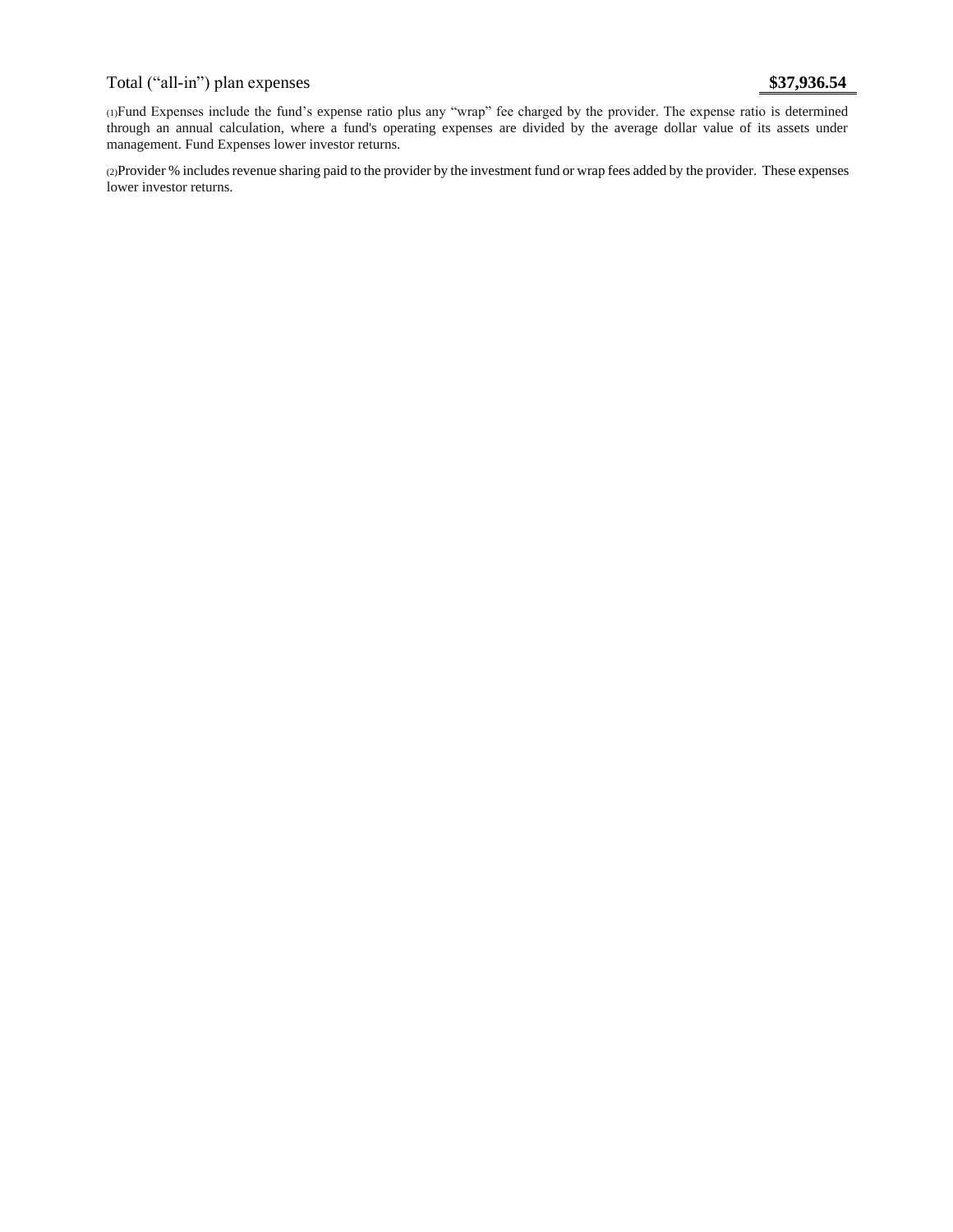| Total ("all-in") plan expenses | **$37,936.54** |
|---|---|

(1)Fund Expenses include the fund's expense ratio plus any "wrap" fee charged by the provider. The expense ratio is determined through an annual calculation, where a fund's operating expenses are divided by the average dollar value of its assets under management. Fund Expenses lower investor returns.

(2)Provider % includes revenue sharing paid to the provider by the investment fund or wrap fees added by the provider. These expenses lower investor returns.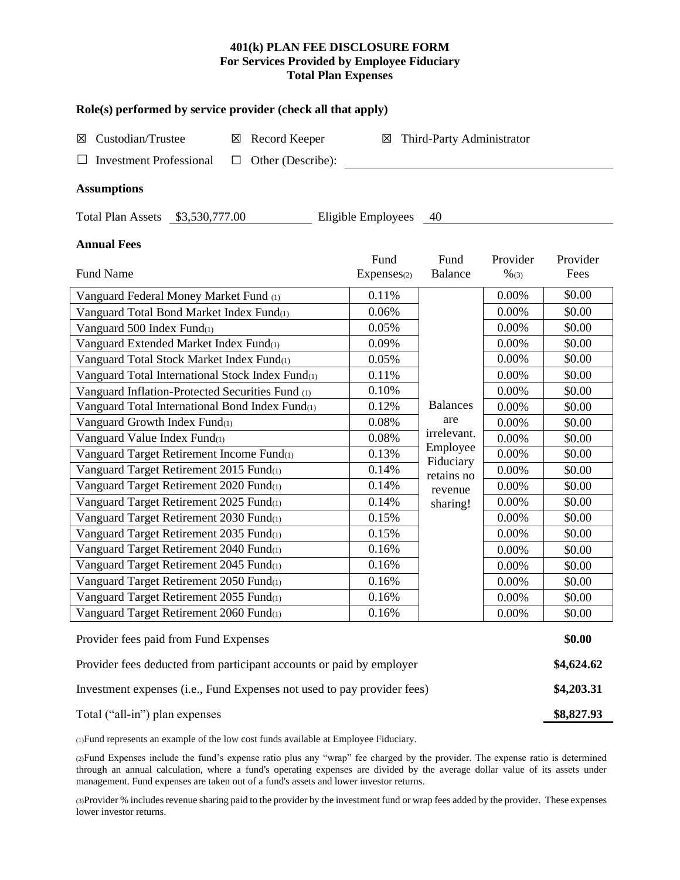**401(k) PLAN FEE DISCLOSURE FORM**
**For Services Provided by Employee Fiduciary**
**Total Plan Expenses**

**Role(s) performed by service provider (check all that apply)**

☒ Custodian/Trustee ☒ Record Keeper ☒ Third-Party Administrator

☐ Investment Professional ☐ Other (Describe):

**Assumptions**

Total Plan Assets $3,530,777.00 Eligible Employees 40

**Annual Fees**

| Fund Name | Fund Expenses(2) | Fund Balance | Provider %(3) | Provider Fees |
|---|---|---|---|---|
| Vanguard Federal Money Market Fund (1) | 0.11% | Balances are irrelevant. Employee Fiduciary retains no revenue sharing! | 0.00% | $0.00 |
| Vanguard Total Bond Market Index Fund(1) | 0.06% | | 0.00% | $0.00 |
| Vanguard 500 Index Fund(1) | 0.05% | | 0.00% | $0.00 |
| Vanguard Extended Market Index Fund(1) | 0.09% | | 0.00% | $0.00 |
| Vanguard Total Stock Market Index Fund(1) | 0.05% | | 0.00% | $0.00 |
| Vanguard Total International Stock Index Fund(1) | 0.11% | | 0.00% | $0.00 |
| Vanguard Inflation-Protected Securities Fund (1) | 0.10% | | 0.00% | $0.00 |
| Vanguard Total International Bond Index Fund(1) | 0.12% | | 0.00% | $0.00 |
| Vanguard Growth Index Fund(1) | 0.08% | | 0.00% | $0.00 |
| Vanguard Value Index Fund(1) | 0.08% | | 0.00% | $0.00 |
| Vanguard Target Retirement Income Fund(1) | 0.13% | | 0.00% | $0.00 |
| Vanguard Target Retirement 2015 Fund(1) | 0.14% | | 0.00% | $0.00 |
| Vanguard Target Retirement 2020 Fund(1) | 0.14% | | 0.00% | $0.00 |
| Vanguard Target Retirement 2025 Fund(1) | 0.14% | | 0.00% | $0.00 |
| Vanguard Target Retirement 2030 Fund(1) | 0.15% | | 0.00% | $0.00 |
| Vanguard Target Retirement 2035 Fund(1) | 0.15% | | 0.00% | $0.00 |
| Vanguard Target Retirement 2040 Fund(1) | 0.16% | | 0.00% | $0.00 |
| Vanguard Target Retirement 2045 Fund(1) | 0.16% | | 0.00% | $0.00 |
| Vanguard Target Retirement 2050 Fund(1) | 0.16% | | 0.00% | $0.00 |
| Vanguard Target Retirement 2055 Fund(1) | 0.16% | | 0.00% | $0.00 |
| Vanguard Target Retirement 2060 Fund(1) | 0.16% | | 0.00% | $0.00 |

| | |
|---|---|
| Provider fees paid from Fund Expenses | **$0.00** |
| Provider fees deducted from participant accounts or paid by employer | **$4,624.62** |
| Investment expenses (i.e., Fund Expenses not used to pay provider fees) | **$4,203.31** |
| Total ("all-in") plan expenses | **$8,827.93** |

(1)Fund represents an example of the low cost funds available at Employee Fiduciary.

(2)Fund Expenses include the fund's expense ratio plus any "wrap" fee charged by the provider. The expense ratio is determined through an annual calculation, where a fund's operating expenses are divided by the average dollar value of its assets under management. Fund expenses are taken out of a fund's assets and lower investor returns.

(3)Provider % includes revenue sharing paid to the provider by the investment fund or wrap fees added by the provider. These expenses lower investor returns.